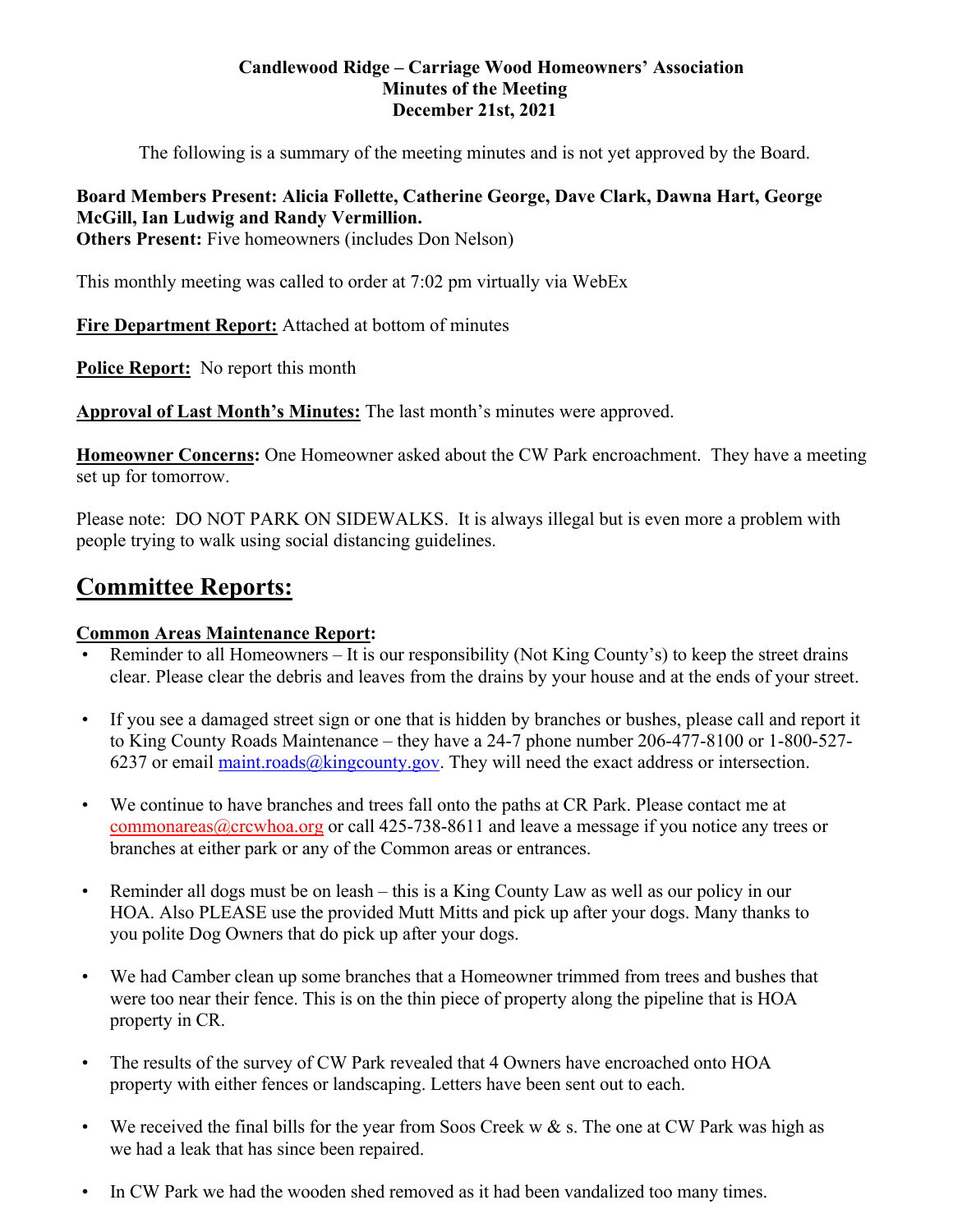**Candlewood Ridge – Carriage Wood Homeowners' Association**
**Minutes of the Meeting**
**December 21st, 2021**

The following is a summary of the meeting minutes and is not yet approved by the Board.

**Board Members Present: Alicia Follette, Catherine George, Dave Clark, Dawna Hart, George McGill, Ian Ludwig and Randy Vermillion.**
**Others Present:** Five homeowners (includes Don Nelson)

This monthly meeting was called to order at 7:02 pm virtually via WebEx

**Fire Department Report:** Attached at bottom of minutes

**Police Report:** No report this month

**Approval of Last Month's Minutes:** The last month's minutes were approved.

**Homeowner Concerns:** One Homeowner asked about the CW Park encroachment. They have a meeting set up for tomorrow.

Please note: DO NOT PARK ON SIDEWALKS. It is always illegal but is even more a problem with people trying to walk using social distancing guidelines.

# Committee Reports:

**Common Areas Maintenance Report:**

- Reminder to all Homeowners – It is our responsibility (Not King County's) to keep the street drains clear. Please clear the debris and leaves from the drains by your house and at the ends of your street.
- If you see a damaged street sign or one that is hidden by branches or bushes, please call and report it to King County Roads Maintenance – they have a 24-7 phone number 206-477-8100 or 1-800-527-6237 or email maint.roads@kingcounty.gov. They will need the exact address or intersection.
- We continue to have branches and trees fall onto the paths at CR Park. Please contact me at commonareas@crcwhoa.org or call 425-738-8611 and leave a message if you notice any trees or branches at either park or any of the Common areas or entrances.
- Reminder all dogs must be on leash – this is a King County Law as well as our policy in our HOA. Also PLEASE use the provided Mutt Mitts and pick up after your dogs. Many thanks to you polite Dog Owners that do pick up after your dogs.
- We had Camber clean up some branches that a Homeowner trimmed from trees and bushes that were too near their fence. This is on the thin piece of property along the pipeline that is HOA property in CR.
- The results of the survey of CW Park revealed that 4 Owners have encroached onto HOA property with either fences or landscaping. Letters have been sent out to each.
- We received the final bills for the year from Soos Creek w & s. The one at CW Park was high as we had a leak that has since been repaired.
- In CW Park we had the wooden shed removed as it had been vandalized too many times.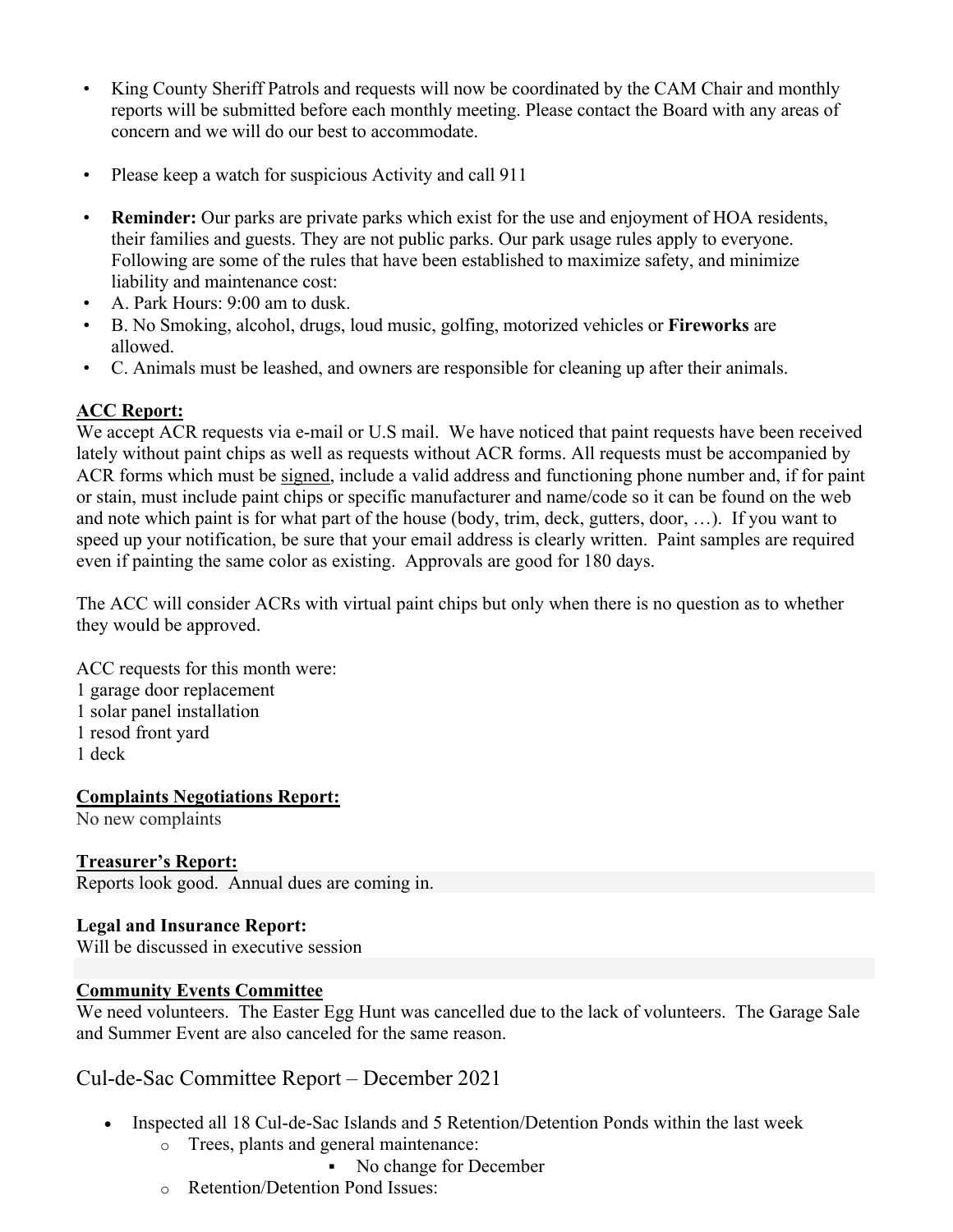- King County Sheriff Patrols and requests will now be coordinated by the CAM Chair and monthly reports will be submitted before each monthly meeting. Please contact the Board with any areas of concern and we will do our best to accommodate.

- Please keep a watch for suspicious Activity and call 911

- **Reminder:** Our parks are private parks which exist for the use and enjoyment of HOA residents, their families and guests. They are not public parks. Our park usage rules apply to everyone. Following are some of the rules that have been established to maximize safety, and minimize liability and maintenance cost:
- A. Park Hours: 9:00 am to dusk.
- B. No Smoking, alcohol, drugs, loud music, golfing, motorized vehicles or **Fireworks** are allowed.
- C. Animals must be leashed, and owners are responsible for cleaning up after their animals.

**ACC Report:**

We accept ACR requests via e-mail or U.S mail. We have noticed that paint requests have been received lately without paint chips as well as requests without ACR forms. All requests must be accompanied by ACR forms which must be signed, include a valid address and functioning phone number and, if for paint or stain, must include paint chips or specific manufacturer and name/code so it can be found on the web and note which paint is for what part of the house (body, trim, deck, gutters, door, …). If you want to speed up your notification, be sure that your email address is clearly written. Paint samples are required even if painting the same color as existing. Approvals are good for 180 days.

The ACC will consider ACRs with virtual paint chips but only when there is no question as to whether they would be approved.

ACC requests for this month were:
1 garage door replacement
1 solar panel installation
1 resod front yard
1 deck

**Complaints Negotiations Report:**

No new complaints

**Treasurer's Report:**

Reports look good. Annual dues are coming in.

**Legal and Insurance Report:**

Will be discussed in executive session

**Community Events Committee**

We need volunteers. The Easter Egg Hunt was cancelled due to the lack of volunteers. The Garage Sale and Summer Event are also canceled for the same reason.

## Cul-de-Sac Committee Report – December 2021

- Inspected all 18 Cul-de-Sac Islands and 5 Retention/Detention Ponds within the last week
  - Trees, plants and general maintenance:
    - No change for December
  - Retention/Detention Pond Issues: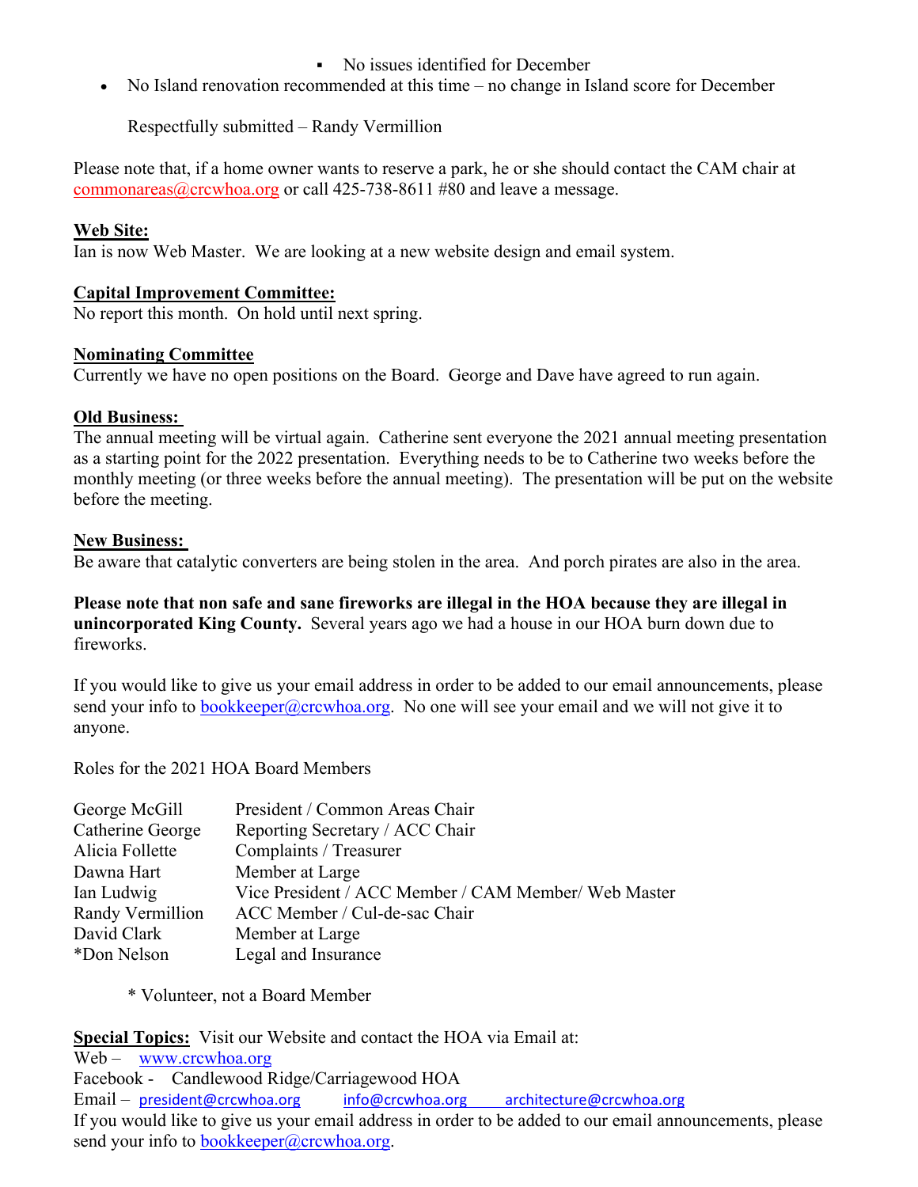- No issues identified for December
- No Island renovation recommended at this time – no change in Island score for December

  Respectfully submitted – Randy Vermillion

Please note that, if a home owner wants to reserve a park, he or she should contact the CAM chair at commonareas@crcwhoa.org or call 425-738-8611 #80 and leave a message.

**Web Site:**
Ian is now Web Master. We are looking at a new website design and email system.

**Capital Improvement Committee:**
No report this month. On hold until next spring.

**Nominating Committee**
Currently we have no open positions on the Board. George and Dave have agreed to run again.

**Old Business:**
The annual meeting will be virtual again. Catherine sent everyone the 2021 annual meeting presentation as a starting point for the 2022 presentation. Everything needs to be to Catherine two weeks before the monthly meeting (or three weeks before the annual meeting). The presentation will be put on the website before the meeting.

**New Business:**
Be aware that catalytic converters are being stolen in the area. And porch pirates are also in the area.

**Please note that non safe and sane fireworks are illegal in the HOA because they are illegal in unincorporated King County.** Several years ago we had a house in our HOA burn down due to fireworks.

If you would like to give us your email address in order to be added to our email announcements, please send your info to bookkeeper@crcwhoa.org. No one will see your email and we will not give it to anyone.

Roles for the 2021 HOA Board Members

| | |
|---|---|
| George McGill | President / Common Areas Chair |
| Catherine George | Reporting Secretary / ACC Chair |
| Alicia Follette | Complaints / Treasurer |
| Dawna Hart | Member at Large |
| Ian Ludwig | Vice President / ACC Member / CAM Member/ Web Master |
| Randy Vermillion | ACC Member / Cul-de-sac Chair |
| David Clark | Member at Large |
| *Don Nelson | Legal and Insurance |

\* Volunteer, not a Board Member

**Special Topics:** Visit our Website and contact the HOA via Email at:
Web – www.crcwhoa.org
Facebook - Candlewood Ridge/Carriagewood HOA
Email – president@crcwhoa.org info@crcwhoa.org architecture@crcwhoa.org
If you would like to give us your email address in order to be added to our email announcements, please send your info to bookkeeper@crcwhoa.org.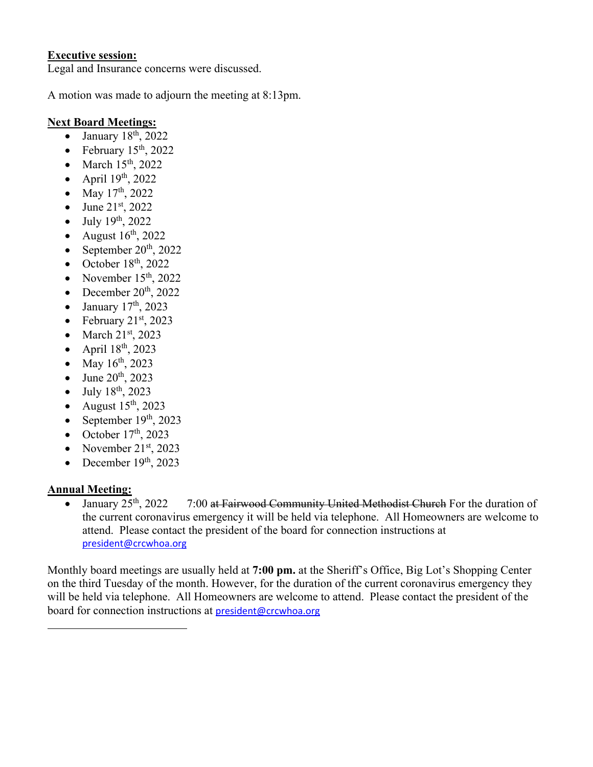**Executive session:**
Legal and Insurance concerns were discussed.

A motion was made to adjourn the meeting at 8:13pm.

**Next Board Meetings:**

- January 18th, 2022
- February 15th, 2022
- March 15th, 2022
- April 19th, 2022
- May 17th, 2022
- June 21st, 2022
- July 19th, 2022
- August 16th, 2022
- September 20th, 2022
- October 18th, 2022
- November 15th, 2022
- December 20th, 2022
- January 17th, 2023
- February 21st, 2023
- March 21st, 2023
- April 18th, 2023
- May 16th, 2023
- June 20th, 2023
- July 18th, 2023
- August 15th, 2023
- September 19th, 2023
- October 17th, 2023
- November 21st, 2023
- December 19th, 2023

**Annual Meeting:**

- January 25th, 2022 7:00 ~~at Fairwood Community United Methodist Church~~ For the duration of the current coronavirus emergency it will be held via telephone. All Homeowners are welcome to attend. Please contact the president of the board for connection instructions at president@crcwhoa.org

Monthly board meetings are usually held at **7:00 pm.** at the Sheriff's Office, Big Lot's Shopping Center on the third Tuesday of the month. However, for the duration of the current coronavirus emergency they will be held via telephone. All Homeowners are welcome to attend. Please contact the president of the board for connection instructions at president@crcwhoa.org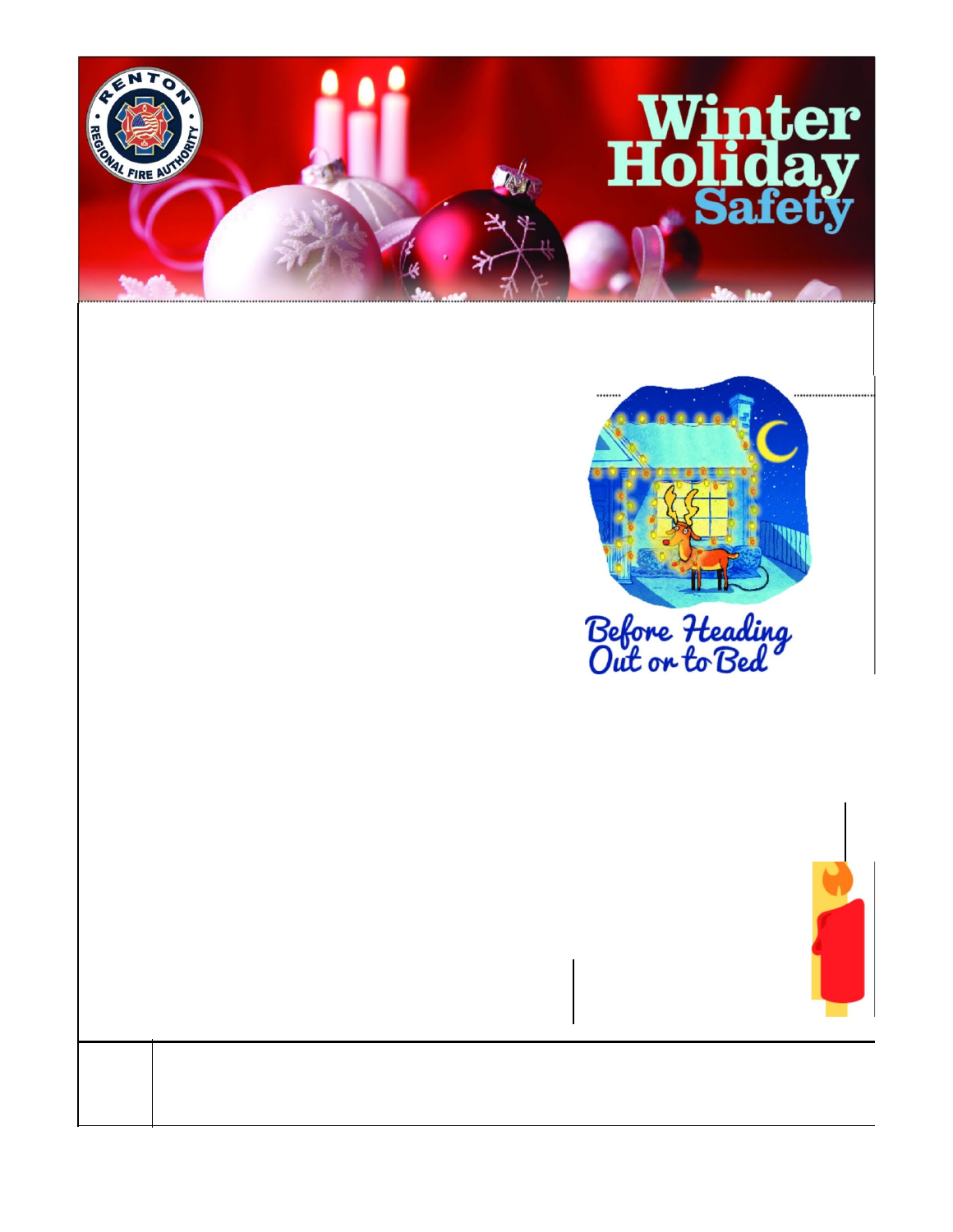# Winter Holiday Safety

## Before Heading Out or to Bed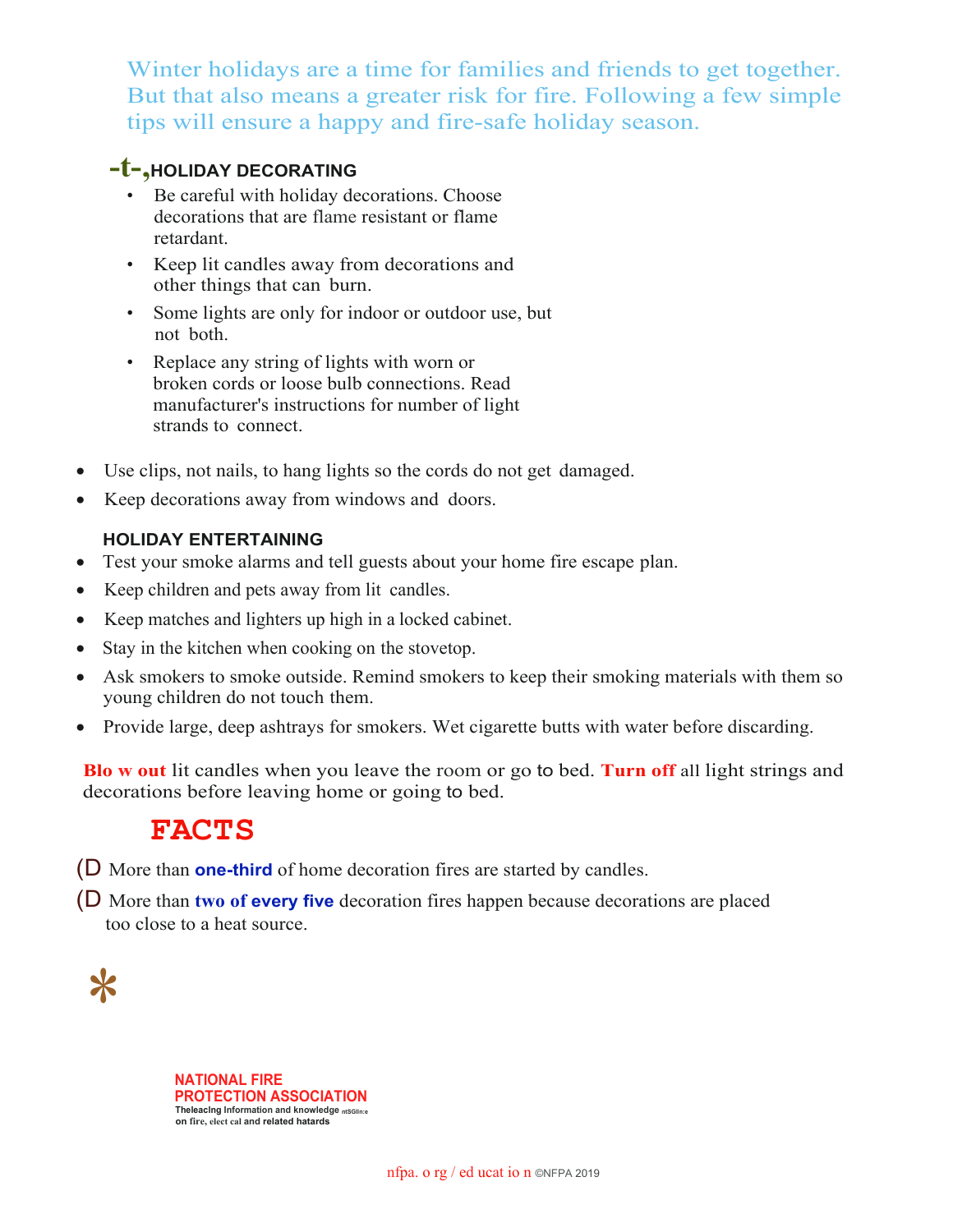Winter holidays are a time for families and friends to get together. But that also means a greater risk for fire. Following a few simple tips will ensure a happy and fire-safe holiday season.

## -t-, HOLIDAY DECORATING

- Be careful with holiday decorations. Choose decorations that are flame resistant or flame retardant.
- Keep lit candles away from decorations and other things that can burn.
- Some lights are only for indoor or outdoor use, but not both.
- Replace any string of lights with worn or broken cords or loose bulb connections. Read manufacturer's instructions for number of light strands to connect.
- Use clips, not nails, to hang lights so the cords do not get damaged.
- Keep decorations away from windows and doors.

## HOLIDAY ENTERTAINING

- Test your smoke alarms and tell guests about your home fire escape plan.
- Keep children and pets away from lit candles.
- Keep matches and lighters up high in a locked cabinet.
- Stay in the kitchen when cooking on the stovetop.
- Ask smokers to smoke outside. Remind smokers to keep their smoking materials with them so young children do not touch them.
- Provide large, deep ashtrays for smokers. Wet cigarette butts with water before discarding.

**Blo w out** lit candles when you leave the room or go to bed. **Turn off** all light strings and decorations before leaving home or going to bed.

## FACTS

(D More than **one-third** of home decoration fires are started by candles.

(D More than **two of every five** decoration fires happen because decorations are placed too close to a heat source.

*

**NATIONAL FIRE PROTECTION ASSOCIATION**
TheleacIng Information and knowledge ntSGlln:e on fire, elect cal and related hatards

nfpa. o rg / ed ucat io n ©NFPA 2019